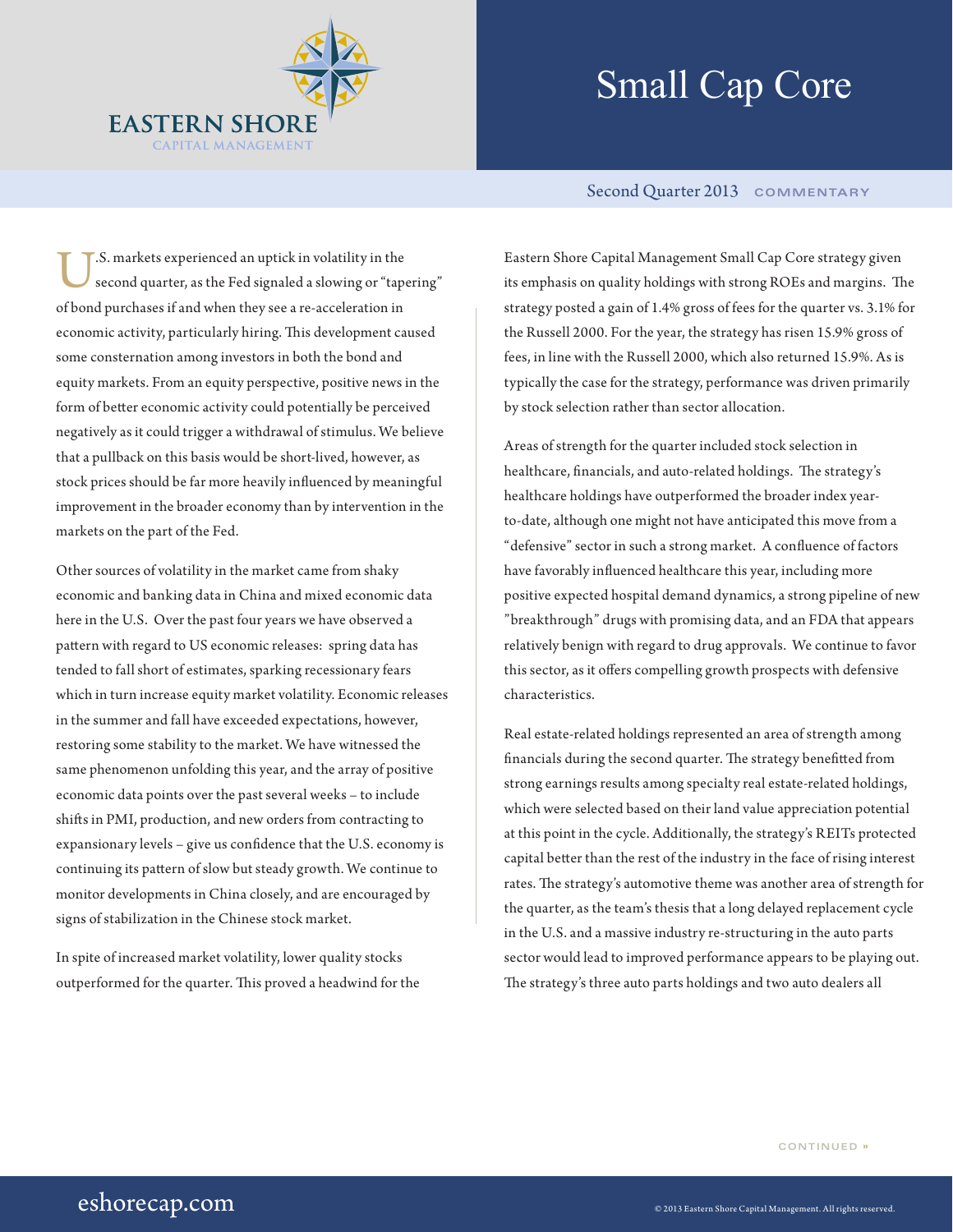# Small Cap Core

EASTERN SHORE CAPITAL MANAGEMENT

Second Quarter 2013 COMMENTARY

U.S. markets experienced an uptick in volatility in the second quarter, as the Fed signaled a slowing or "tapering" of bond purchases if and when they see a re-acceleration in economic activity, particularly hiring. This development caused some consternation among investors in both the bond and equity markets. From an equity perspective, positive news in the form of better economic activity could potentially be perceived negatively as it could trigger a withdrawal of stimulus. We believe that a pullback on this basis would be short-lived, however, as stock prices should be far more heavily influenced by meaningful improvement in the broader economy than by intervention in the markets on the part of the Fed.

Other sources of volatility in the market came from shaky economic and banking data in China and mixed economic data here in the U.S. Over the past four years we have observed a pattern with regard to US economic releases: spring data has tended to fall short of estimates, sparking recessionary fears which in turn increase equity market volatility. Economic releases in the summer and fall have exceeded expectations, however, restoring some stability to the market. We have witnessed the same phenomenon unfolding this year, and the array of positive economic data points over the past several weeks – to include shifts in PMI, production, and new orders from contracting to expansionary levels – give us confidence that the U.S. economy is continuing its pattern of slow but steady growth. We continue to monitor developments in China closely, and are encouraged by signs of stabilization in the Chinese stock market.

In spite of increased market volatility, lower quality stocks outperformed for the quarter. This proved a headwind for the Eastern Shore Capital Management Small Cap Core strategy given its emphasis on quality holdings with strong ROEs and margins. The strategy posted a gain of 1.4% gross of fees for the quarter vs. 3.1% for the Russell 2000. For the year, the strategy has risen 15.9% gross of fees, in line with the Russell 2000, which also returned 15.9%. As is typically the case for the strategy, performance was driven primarily by stock selection rather than sector allocation.

Areas of strength for the quarter included stock selection in healthcare, financials, and auto-related holdings. The strategy's healthcare holdings have outperformed the broader index year-to-date, although one might not have anticipated this move from a "defensive" sector in such a strong market. A confluence of factors have favorably influenced healthcare this year, including more positive expected hospital demand dynamics, a strong pipeline of new "breakthrough" drugs with promising data, and an FDA that appears relatively benign with regard to drug approvals. We continue to favor this sector, as it offers compelling growth prospects with defensive characteristics.

Real estate-related holdings represented an area of strength among financials during the second quarter. The strategy benefitted from strong earnings results among specialty real estate-related holdings, which were selected based on their land value appreciation potential at this point in the cycle. Additionally, the strategy's REITs protected capital better than the rest of the industry in the face of rising interest rates. The strategy's automotive theme was another area of strength for the quarter, as the team's thesis that a long delayed replacement cycle in the U.S. and a massive industry re-structuring in the auto parts sector would lead to improved performance appears to be playing out. The strategy's three auto parts holdings and two auto dealers all

CONTINUED »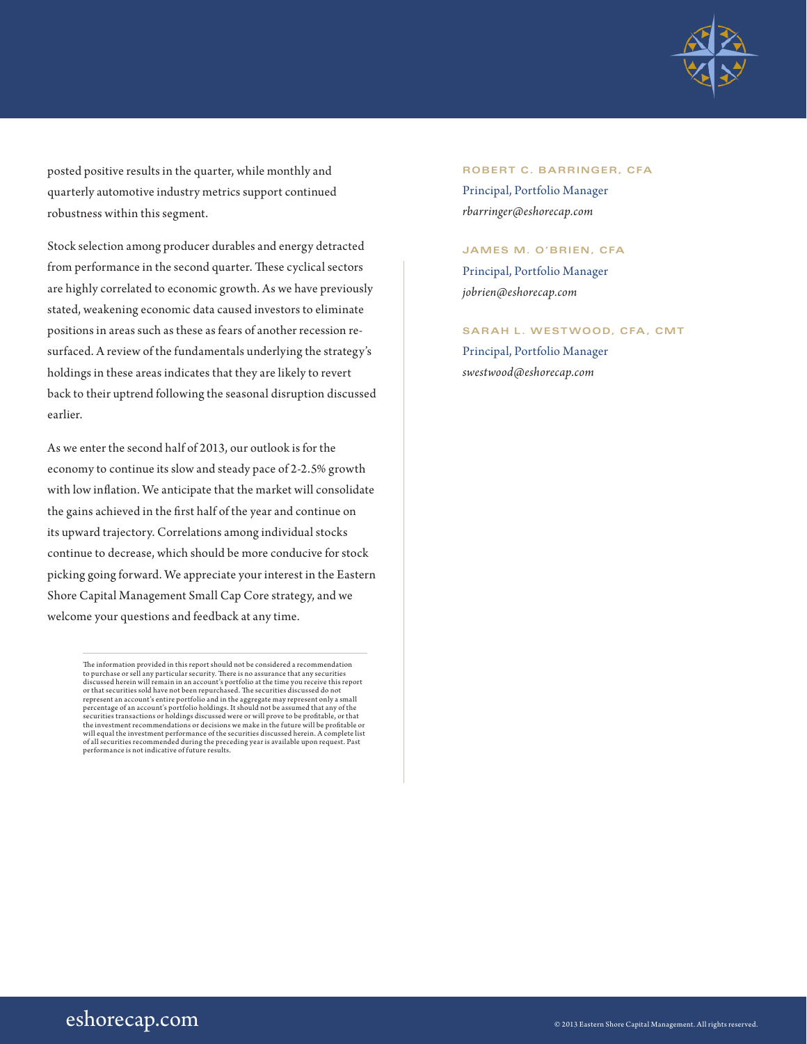posted positive results in the quarter, while monthly and quarterly automotive industry metrics support continued robustness within this segment.

Stock selection among producer durables and energy detracted from performance in the second quarter. These cyclical sectors are highly correlated to economic growth. As we have previously stated, weakening economic data caused investors to eliminate positions in areas such as these as fears of another recession re-surfaced. A review of the fundamentals underlying the strategy's holdings in these areas indicates that they are likely to revert back to their uptrend following the seasonal disruption discussed earlier.

As we enter the second half of 2013, our outlook is for the economy to continue its slow and steady pace of 2-2.5% growth with low inflation. We anticipate that the market will consolidate the gains achieved in the first half of the year and continue on its upward trajectory. Correlations among individual stocks continue to decrease, which should be more conducive for stock picking going forward. We appreciate your interest in the Eastern Shore Capital Management Small Cap Core strategy, and we welcome your questions and feedback at any time.

---

The information provided in this report should not be considered a recommendation to purchase or sell any particular security. There is no assurance that any securities discussed herein will remain in an account's portfolio at the time you receive this report or that securities sold have not been repurchased. The securities discussed do not represent an account's entire portfolio and in the aggregate may represent only a small percentage of an account's portfolio holdings. It should not be assumed that any of the securities transactions or holdings discussed were or will prove to be profitable, or that the investment recommendations or decisions we make in the future will be profitable or will equal the investment performance of the securities discussed herein. A complete list of all securities recommended during the preceding year is available upon request. Past performance is not indicative of future results.

**ROBERT C. BARRINGER, CFA**
Principal, Portfolio Manager
*rbarringer@eshorecap.com*

**JAMES M. O'BRIEN, CFA**
Principal, Portfolio Manager
*jobrien@eshorecap.com*

**SARAH L. WESTWOOD, CFA, CMT**
Principal, Portfolio Manager
*swestwood@eshorecap.com*

eshorecap.com

© 2013 Eastern Shore Capital Management. All rights reserved.